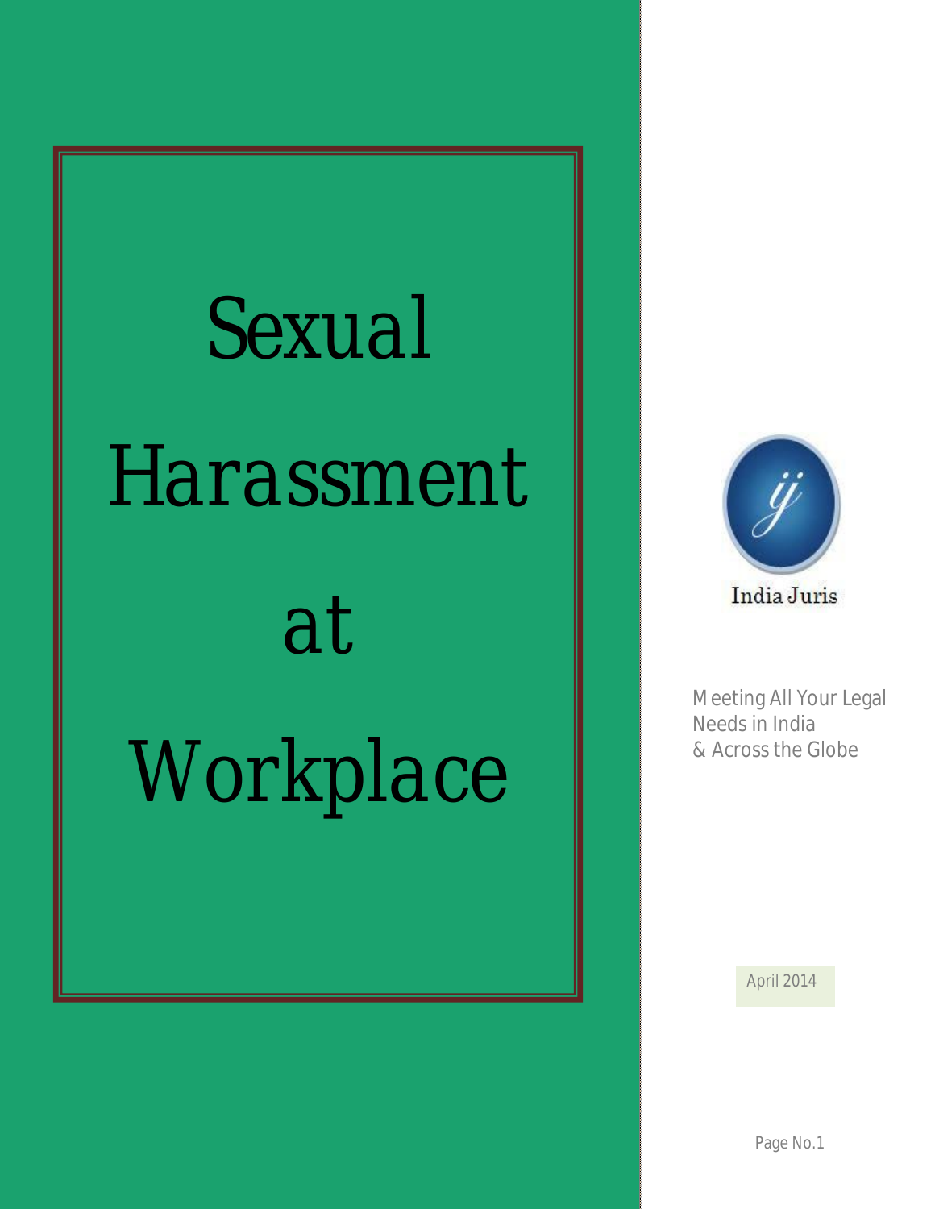# Sexual Harassment at Workplace

India Juris

Meeting All Your Legal Needs in India & Across the Globe

April 2014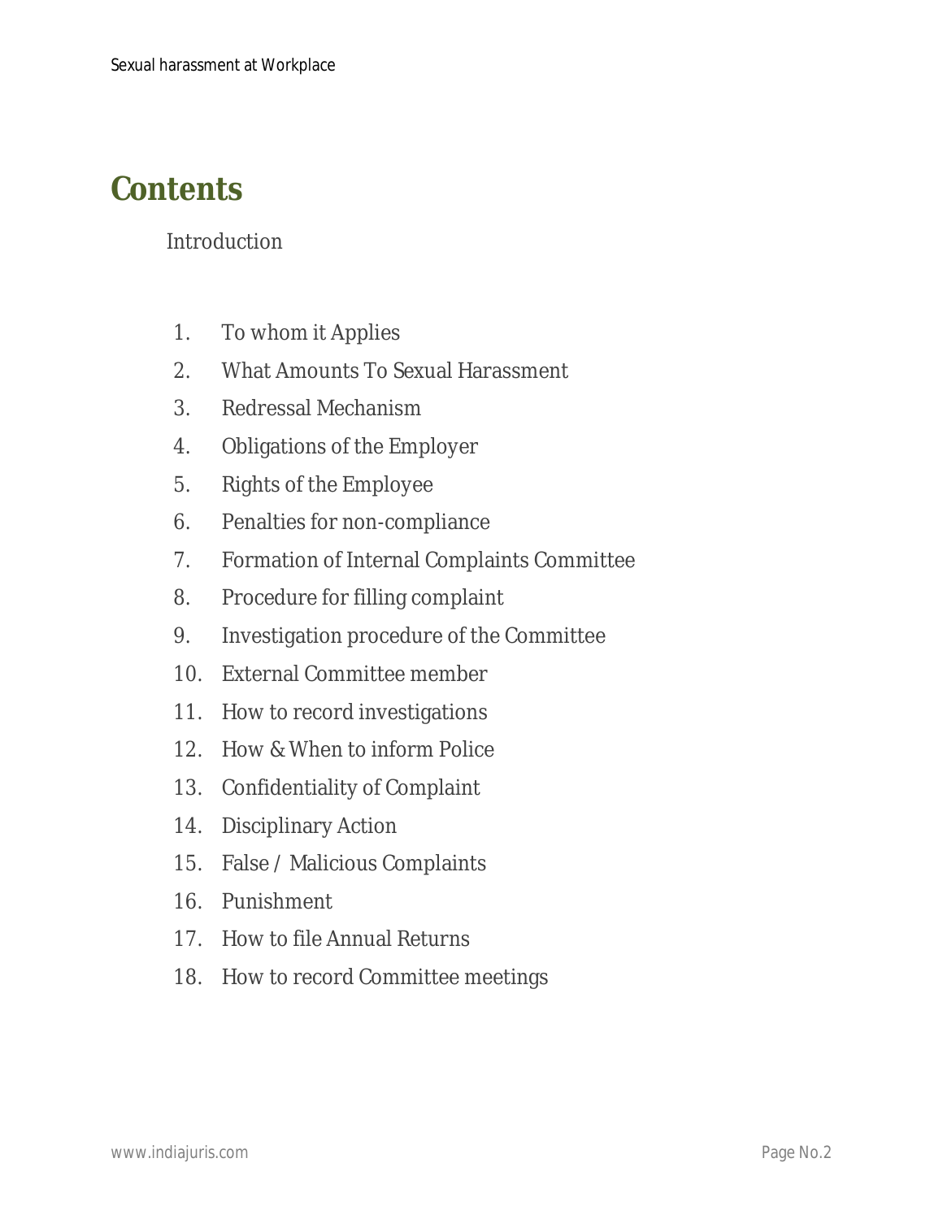# Contents

Introduction

1. To whom it Applies
2. What Amounts To Sexual Harassment
3. Redressal Mechanism
4. Obligations of the Employer
5. Rights of the Employee
6. Penalties for non-compliance
7. Formation of Internal Complaints Committee
8. Procedure for filling complaint
9. Investigation procedure of the Committee
10. External Committee member
11. How to record investigations
12. How & When to inform Police
13. Confidentiality of Complaint
14. Disciplinary Action
15. False / Malicious Complaints
16. Punishment
17. How to file Annual Returns
18. How to record Committee meetings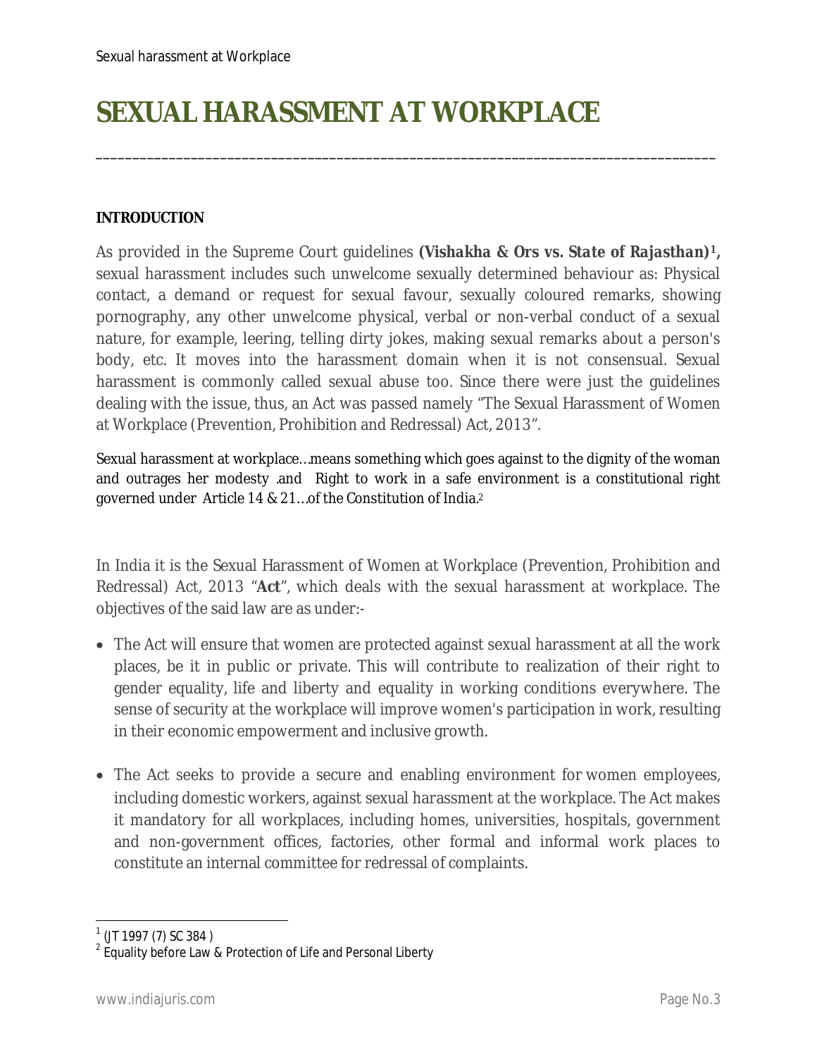# SEXUAL HARASSMENT AT WORKPLACE

---

**INTRODUCTION**

As provided in the Supreme Court guidelines ***(Vishakha & Ors vs. State of Rajasthan)***[1]**,** sexual harassment includes such unwelcome sexually determined behaviour as: Physical contact, a demand or request for sexual favour, sexually coloured remarks, showing pornography, any other unwelcome physical, verbal or non-verbal conduct of a sexual nature, for example, leering, telling dirty jokes, making sexual remarks about a person's body, etc. It moves into the harassment domain when it is not consensual. Sexual harassment is commonly called sexual abuse too. Since there were just the guidelines dealing with the issue, thus, an Act was passed namely "The Sexual Harassment of Women at Workplace (Prevention, Prohibition and Redressal) Act, 2013".

Sexual harassment at workplace…means something which goes against to the dignity of the woman and outrages her modesty .and Right to work in a safe environment is a constitutional right governed under Article 14 & 21…of the Constitution of India.[2]

In India it is the Sexual Harassment of Women at Workplace (Prevention, Prohibition and Redressal) Act, 2013 "**Act**", which deals with the sexual harassment at workplace. The objectives of the said law are as under:-

- The Act will ensure that women are protected against sexual harassment at all the work places, be it in public or private. This will contribute to realization of their right to gender equality, life and liberty and equality in working conditions everywhere. The sense of security at the workplace will improve women's participation in work, resulting in their economic empowerment and inclusive growth.

- The Act seeks to provide a secure and enabling environment for women employees, including domestic workers, against sexual harassment at the workplace. The Act makes it mandatory for all workplaces, including homes, universities, hospitals, government and non-government offices, factories, other formal and informal work places to constitute an internal committee for redressal of complaints.

---

[1] (JT 1997 (7) SC 384 )

[2] Equality before Law & Protection of Life and Personal Liberty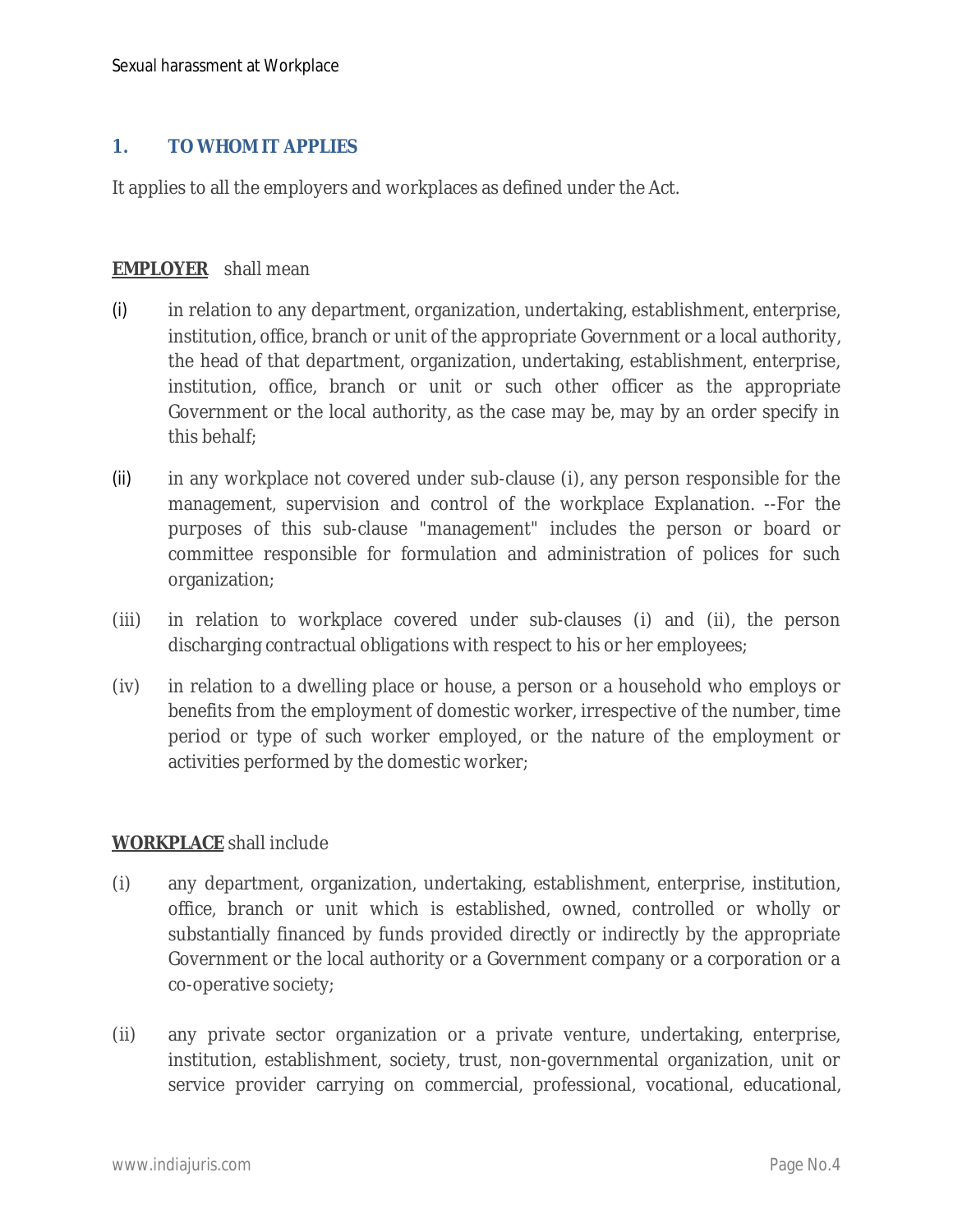## 1. TO WHOM IT APPLIES

It applies to all the employers and workplaces as defined under the Act.

**EMPLOYER** shall mean

(i) in relation to any department, organization, undertaking, establishment, enterprise, institution, office, branch or unit of the appropriate Government or a local authority, the head of that department, organization, undertaking, establishment, enterprise, institution, office, branch or unit or such other officer as the appropriate Government or the local authority, as the case may be, may by an order specify in this behalf;

(ii) in any workplace not covered under sub-clause (i), any person responsible for the management, supervision and control of the workplace Explanation. --For the purposes of this sub-clause "management" includes the person or board or committee responsible for formulation and administration of polices for such organization;

(iii) in relation to workplace covered under sub-clauses (i) and (ii), the person discharging contractual obligations with respect to his or her employees;

(iv) in relation to a dwelling place or house, a person or a household who employs or benefits from the employment of domestic worker, irrespective of the number, time period or type of such worker employed, or the nature of the employment or activities performed by the domestic worker;

**WORKPLACE** shall include

(i) any department, organization, undertaking, establishment, enterprise, institution, office, branch or unit which is established, owned, controlled or wholly or substantially financed by funds provided directly or indirectly by the appropriate Government or the local authority or a Government company or a corporation or a co-operative society;

(ii) any private sector organization or a private venture, undertaking, enterprise, institution, establishment, society, trust, non-governmental organization, unit or service provider carrying on commercial, professional, vocational, educational,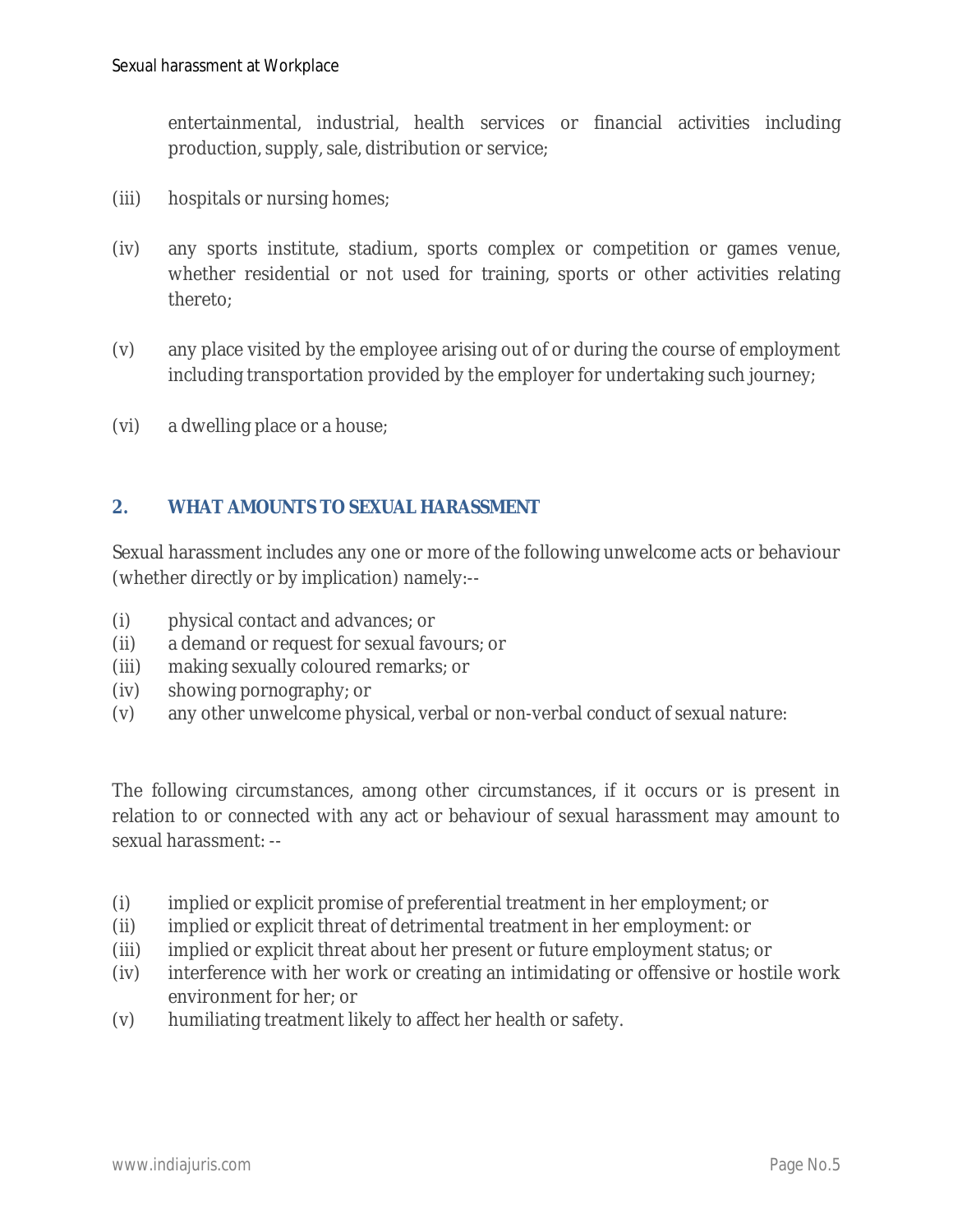entertainmental, industrial, health services or financial activities including production, supply, sale, distribution or service;

(iii) hospitals or nursing homes;

(iv) any sports institute, stadium, sports complex or competition or games venue, whether residential or not used for training, sports or other activities relating thereto;

(v) any place visited by the employee arising out of or during the course of employment including transportation provided by the employer for undertaking such journey;

(vi) a dwelling place or a house;

## 2. WHAT AMOUNTS TO SEXUAL HARASSMENT

Sexual harassment includes any one or more of the following unwelcome acts or behaviour (whether directly or by implication) namely:--

(i) physical contact and advances; or
(ii) a demand or request for sexual favours; or
(iii) making sexually coloured remarks; or
(iv) showing pornography; or
(v) any other unwelcome physical, verbal or non-verbal conduct of sexual nature:

The following circumstances, among other circumstances, if it occurs or is present in relation to or connected with any act or behaviour of sexual harassment may amount to sexual harassment: --

(i) implied or explicit promise of preferential treatment in her employment; or
(ii) implied or explicit threat of detrimental treatment in her employment: or
(iii) implied or explicit threat about her present or future employment status; or
(iv) interference with her work or creating an intimidating or offensive or hostile work environment for her; or
(v) humiliating treatment likely to affect her health or safety.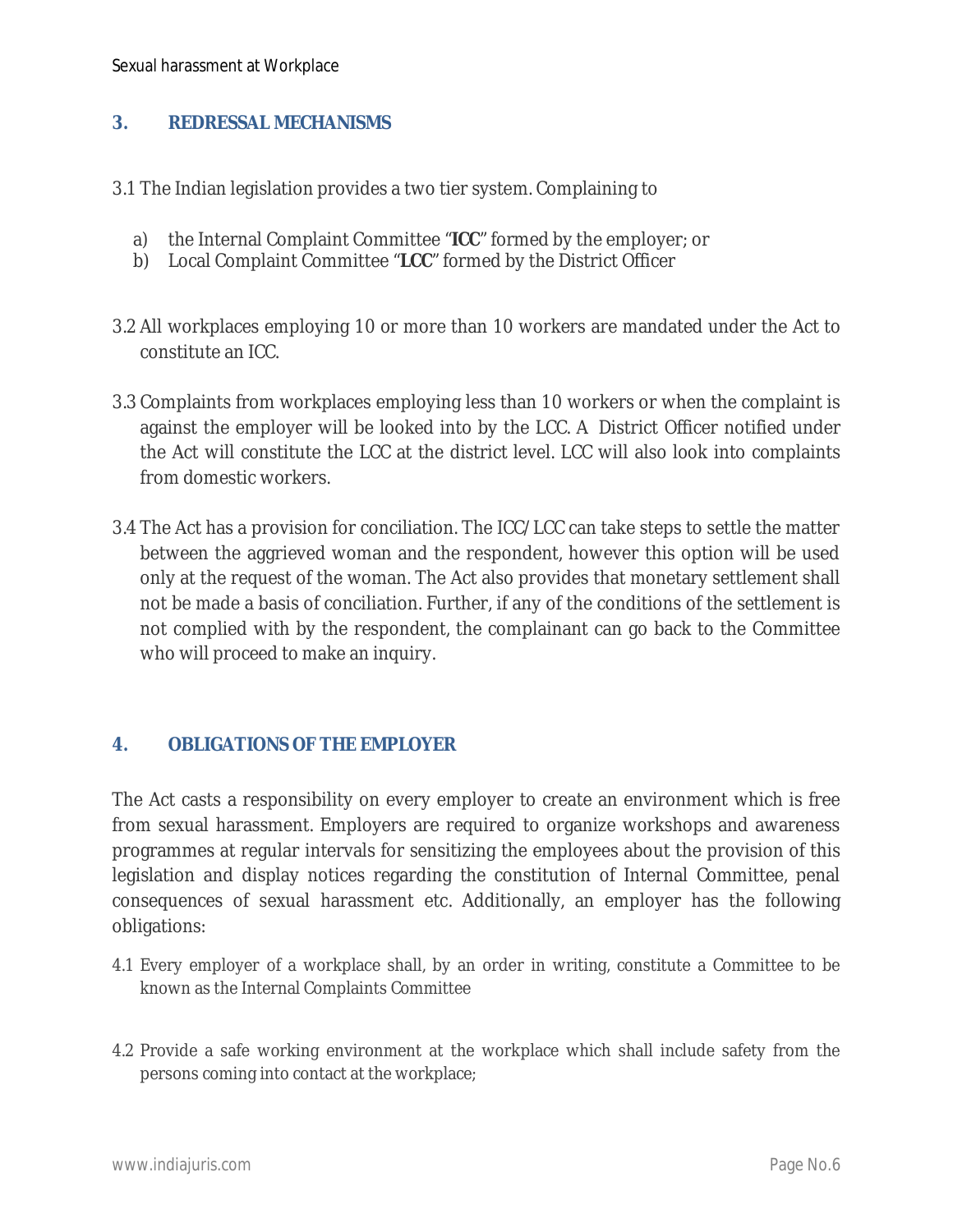## 3. REDRESSAL MECHANISMS

3.1 The Indian legislation provides a two tier system. Complaining to

a) the Internal Complaint Committee "**ICC**" formed by the employer; or
b) Local Complaint Committee "**LCC**" formed by the District Officer

3.2 All workplaces employing 10 or more than 10 workers are mandated under the Act to constitute an ICC.

3.3 Complaints from workplaces employing less than 10 workers or when the complaint is against the employer will be looked into by the LCC. A District Officer notified under the Act will constitute the LCC at the district level. LCC will also look into complaints from domestic workers.

3.4 The Act has a provision for conciliation. The ICC/LCC can take steps to settle the matter between the aggrieved woman and the respondent, however this option will be used only at the request of the woman. The Act also provides that monetary settlement shall not be made a basis of conciliation. Further, if any of the conditions of the settlement is not complied with by the respondent, the complainant can go back to the Committee who will proceed to make an inquiry.

## 4. OBLIGATIONS OF THE EMPLOYER

The Act casts a responsibility on every employer to create an environment which is free from sexual harassment. Employers are required to organize workshops and awareness programmes at regular intervals for sensitizing the employees about the provision of this legislation and display notices regarding the constitution of Internal Committee, penal consequences of sexual harassment etc. Additionally, an employer has the following obligations:

4.1 Every employer of a workplace shall, by an order in writing, constitute a Committee to be known as the Internal Complaints Committee

4.2 Provide a safe working environment at the workplace which shall include safety from the persons coming into contact at the workplace;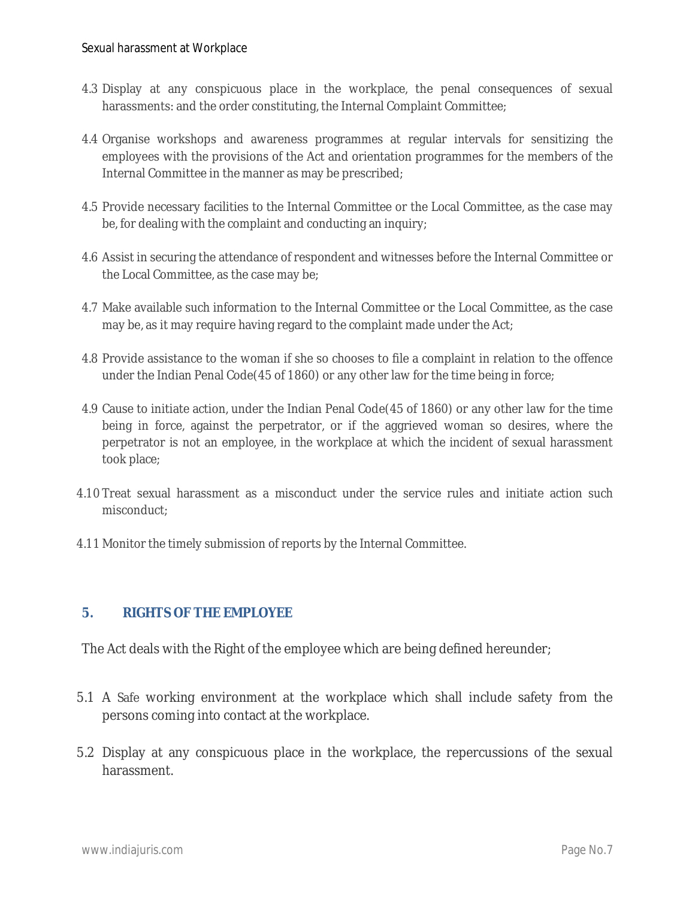4.3 Display at any conspicuous place in the workplace, the penal consequences of sexual harassments: and the order constituting, the Internal Complaint Committee;

4.4 Organise workshops and awareness programmes at regular intervals for sensitizing the employees with the provisions of the Act and orientation programmes for the members of the Internal Committee in the manner as may be prescribed;

4.5 Provide necessary facilities to the Internal Committee or the Local Committee, as the case may be, for dealing with the complaint and conducting an inquiry;

4.6 Assist in securing the attendance of respondent and witnesses before the Internal Committee or the Local Committee, as the case may be;

4.7 Make available such information to the Internal Committee or the Local Committee, as the case may be, as it may require having regard to the complaint made under the Act;

4.8 Provide assistance to the woman if she so chooses to file a complaint in relation to the offence under the Indian Penal Code(45 of 1860) or any other law for the time being in force;

4.9 Cause to initiate action, under the Indian Penal Code(45 of 1860) or any other law for the time being in force, against the perpetrator, or if the aggrieved woman so desires, where the perpetrator is not an employee, in the workplace at which the incident of sexual harassment took place;

4.10 Treat sexual harassment as a misconduct under the service rules and initiate action such misconduct;

4.11 Monitor the timely submission of reports by the Internal Committee.

## 5. RIGHTS OF THE EMPLOYEE

The Act deals with the Right of the employee which are being defined hereunder;

5.1 A Safe working environment at the workplace which shall include safety from the persons coming into contact at the workplace.

5.2 Display at any conspicuous place in the workplace, the repercussions of the sexual harassment.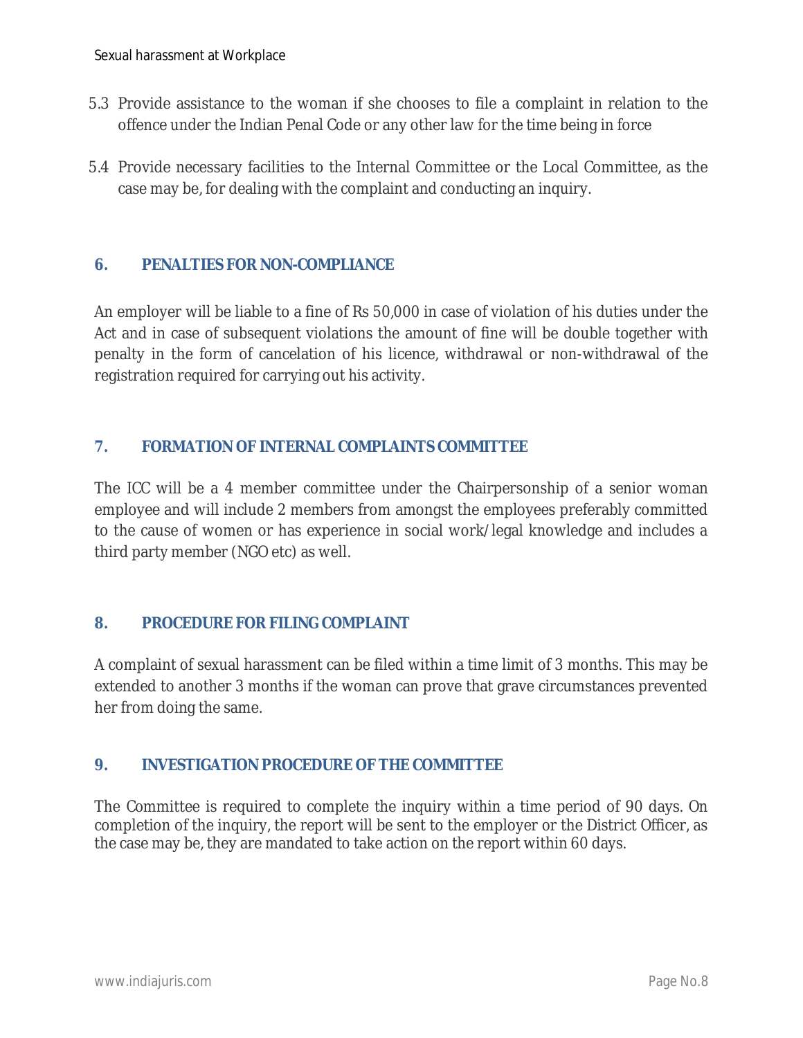5.3 Provide assistance to the woman if she chooses to file a complaint in relation to the offence under the Indian Penal Code or any other law for the time being in force

5.4 Provide necessary facilities to the Internal Committee or the Local Committee, as the case may be, for dealing with the complaint and conducting an inquiry.

## 6. PENALTIES FOR NON-COMPLIANCE

An employer will be liable to a fine of Rs 50,000 in case of violation of his duties under the Act and in case of subsequent violations the amount of fine will be double together with penalty in the form of cancelation of his licence, withdrawal or non-withdrawal of the registration required for carrying out his activity.

## 7. FORMATION OF INTERNAL COMPLAINTS COMMITTEE

The ICC will be a 4 member committee under the Chairpersonship of a senior woman employee and will include 2 members from amongst the employees preferably committed to the cause of women or has experience in social work/legal knowledge and includes a third party member (NGO etc) as well.

## 8. PROCEDURE FOR FILING COMPLAINT

A complaint of sexual harassment can be filed within a time limit of 3 months. This may be extended to another 3 months if the woman can prove that grave circumstances prevented her from doing the same.

## 9. INVESTIGATION PROCEDURE OF THE COMMITTEE

The Committee is required to complete the inquiry within a time period of 90 days. On completion of the inquiry, the report will be sent to the employer or the District Officer, as the case may be, they are mandated to take action on the report within 60 days.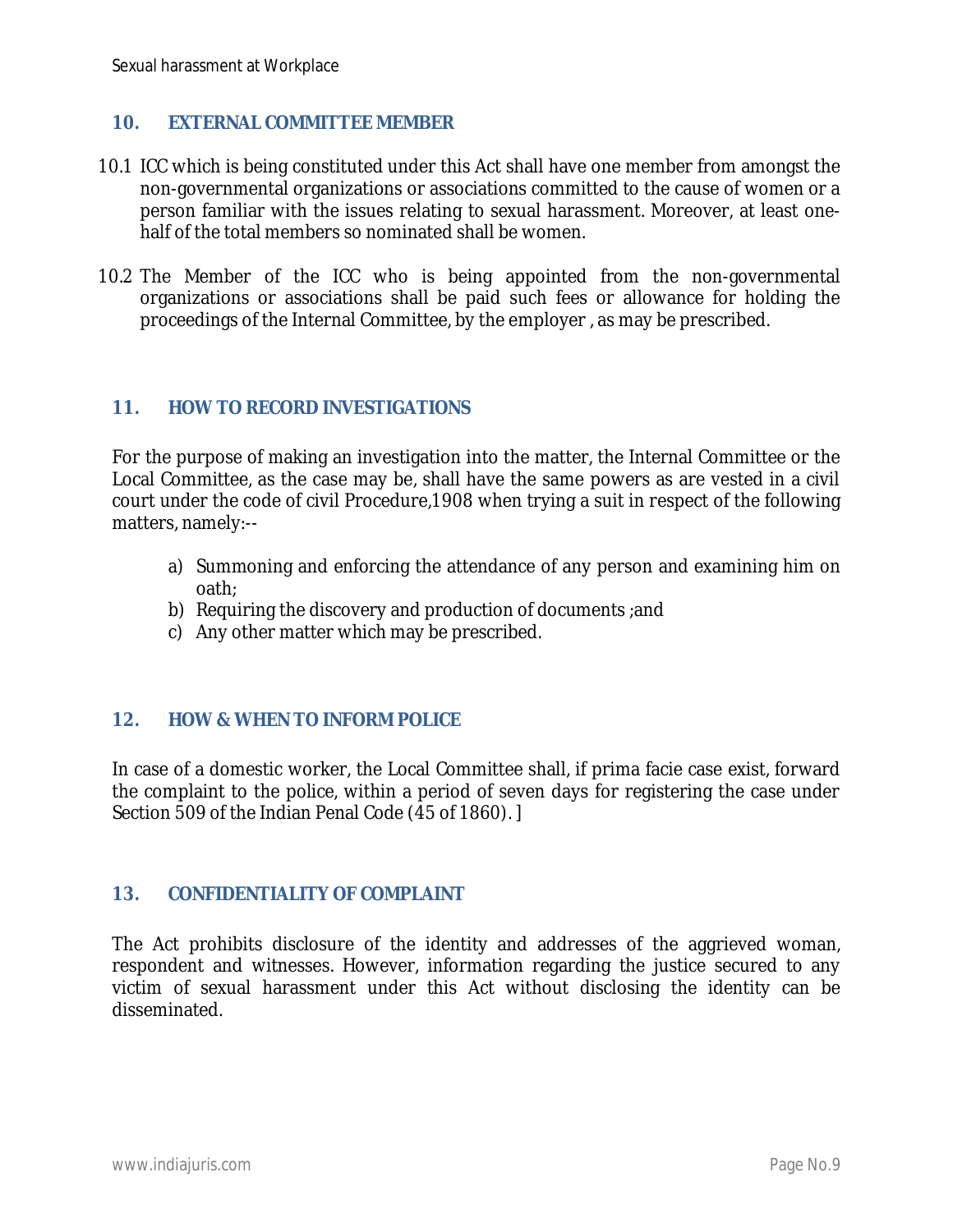## 10. EXTERNAL COMMITTEE MEMBER

10.1 ICC which is being constituted under this Act shall have one member from amongst the non-governmental organizations or associations committed to the cause of women or a person familiar with the issues relating to sexual harassment. Moreover, at least one-half of the total members so nominated shall be women.

10.2 The Member of the ICC who is being appointed from the non-governmental organizations or associations shall be paid such fees or allowance for holding the proceedings of the Internal Committee, by the employer , as may be prescribed.

## 11. HOW TO RECORD INVESTIGATIONS

For the purpose of making an investigation into the matter, the Internal Committee or the Local Committee, as the case may be, shall have the same powers as are vested in a civil court under the code of civil Procedure,1908 when trying a suit in respect of the following matters, namely:--

a) Summoning and enforcing the attendance of any person and examining him on oath;
b) Requiring the discovery and production of documents ;and
c) Any other matter which may be prescribed.

## 12. HOW & WHEN TO INFORM POLICE

In case of a domestic worker, the Local Committee shall, if prima facie case exist, forward the complaint to the police, within a period of seven days for registering the case under Section 509 of the Indian Penal Code (45 of 1860). ]

## 13. CONFIDENTIALITY OF COMPLAINT

The Act prohibits disclosure of the identity and addresses of the aggrieved woman, respondent and witnesses. However, information regarding the justice secured to any victim of sexual harassment under this Act without disclosing the identity can be disseminated.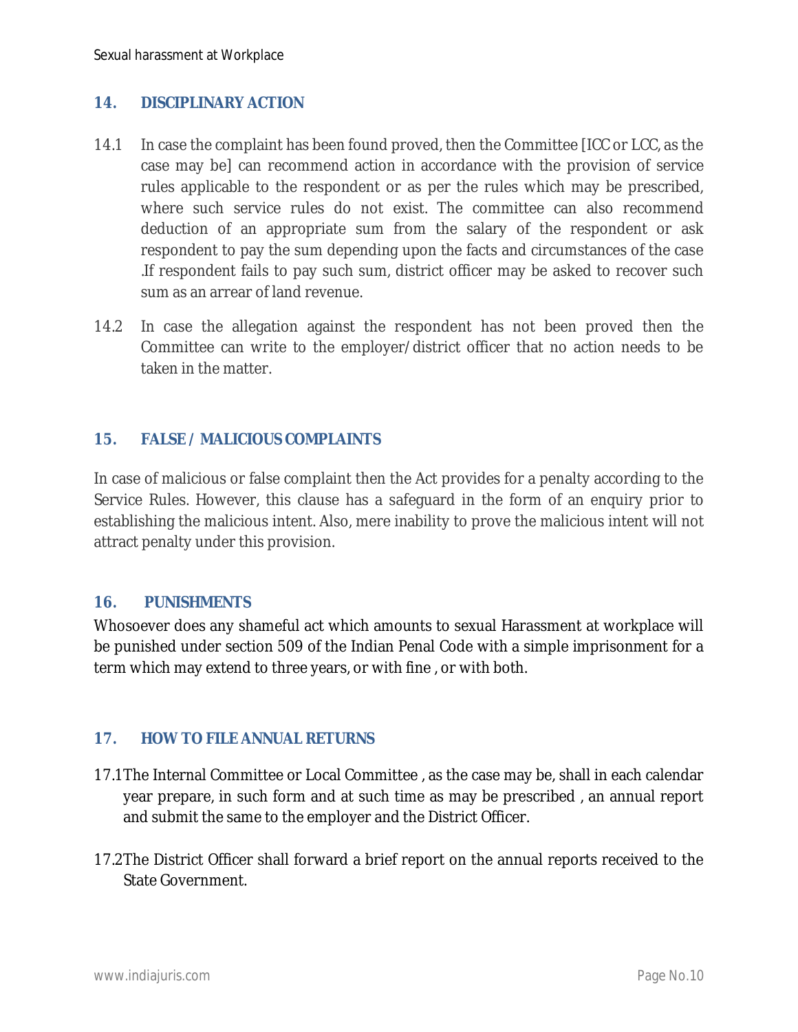## 14. DISCIPLINARY ACTION

14.1 In case the complaint has been found proved, then the Committee [ICC or LCC, as the case may be] can recommend action in accordance with the provision of service rules applicable to the respondent or as per the rules which may be prescribed, where such service rules do not exist. The committee can also recommend deduction of an appropriate sum from the salary of the respondent or ask respondent to pay the sum depending upon the facts and circumstances of the case .If respondent fails to pay such sum, district officer may be asked to recover such sum as an arrear of land revenue.

14.2 In case the allegation against the respondent has not been proved then the Committee can write to the employer/district officer that no action needs to be taken in the matter.

## 15. FALSE / MALICIOUS COMPLAINTS

In case of malicious or false complaint then the Act provides for a penalty according to the Service Rules. However, this clause has a safeguard in the form of an enquiry prior to establishing the malicious intent. Also, mere inability to prove the malicious intent will not attract penalty under this provision.

## 16. PUNISHMENTS

Whosoever does any shameful act which amounts to sexual Harassment at workplace will be punished under section 509 of the Indian Penal Code with a simple imprisonment for a term which may extend to three years, or with fine , or with both.

## 17. HOW TO FILE ANNUAL RETURNS

17.1 The Internal Committee or Local Committee , as the case may be, shall in each calendar year prepare, in such form and at such time as may be prescribed , an annual report and submit the same to the employer and the District Officer.

17.2 The District Officer shall forward a brief report on the annual reports received to the State Government.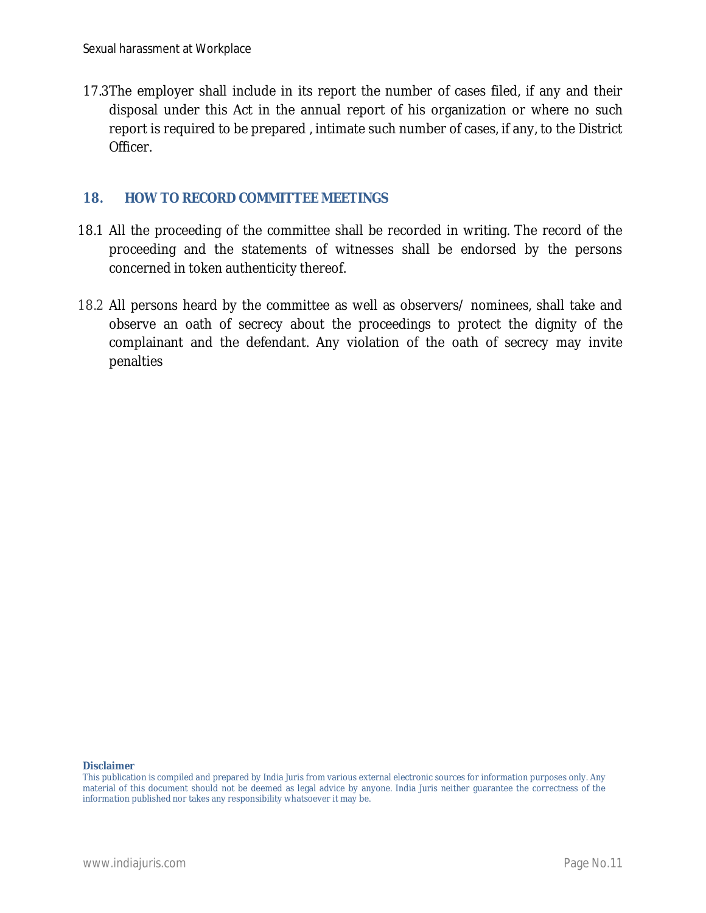17.3 The employer shall include in its report the number of cases filed, if any and their disposal under this Act in the annual report of his organization or where no such report is required to be prepared , intimate such number of cases, if any, to the District Officer.

## 18. HOW TO RECORD COMMITTEE MEETINGS

18.1 All the proceeding of the committee shall be recorded in writing. The record of the proceeding and the statements of witnesses shall be endorsed by the persons concerned in token authenticity thereof.

18.2 All persons heard by the committee as well as observers/ nominees, shall take and observe an oath of secrecy about the proceedings to protect the dignity of the complainant and the defendant. Any violation of the oath of secrecy may invite penalties

**Disclaimer**

This publication is compiled and prepared by India Juris from various external electronic sources for information purposes only. Any material of this document should not be deemed as legal advice by anyone. India Juris neither guarantee the correctness of the information published nor takes any responsibility whatsoever it may be.